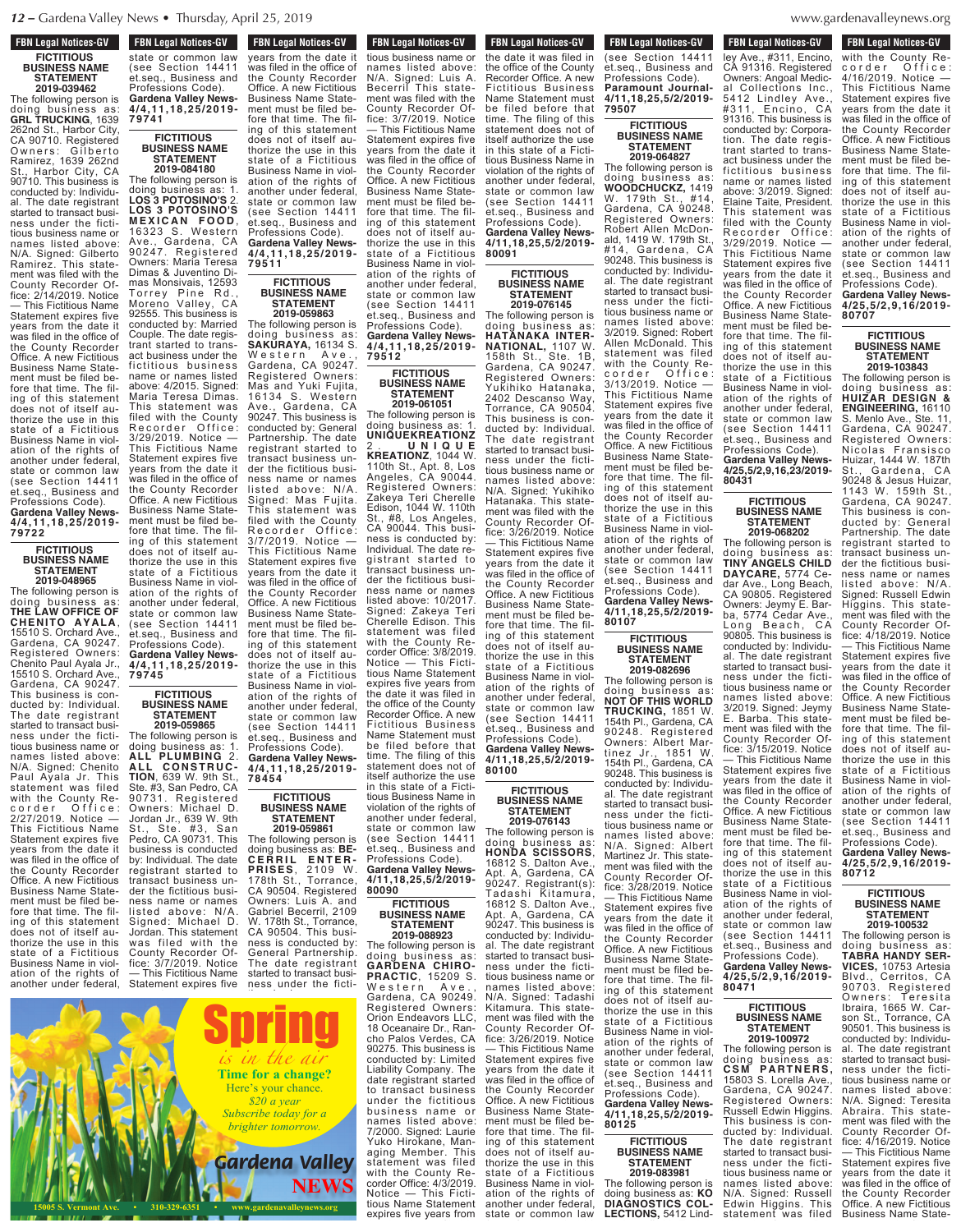FBN Legal Notices-GV

**FICTITIOUS BUSINESS NAME STATEMENT 2019-039462**

The following person is doing business as: **GRL TRUCKING**, 1639 262nd St., Harbor City, CA 90710. Registered Owners: Gilberto Ramirez, 1639 262nd St., Harbor City, CA 90710. This business is conducted by: Individual. The date registrant started to transact business under the fictitious business name or names listed above: N/A. Signed: Gilberto Ramirez. This statement was filed with the County Recorder Office: 2/14/2019. Notice — This Fictitious Name Statement expires five years from the date it was filed in the office of the County Recorder Office. A new Fictitious Business Name Statement must be filed before that time. The filing of this statement does not of itself authorize the use in this state of a Fictitious Business Name in violation of the rights of another under federal, state or common law (see Section 14411 et.seq., Business and Professions Code).

**Gardena Valley News-4/4,11,18,25/2019-79722**

**FICTITIOUS BUSINESS NAME STATEMENT 2019-048965**

The following person is doing business as: **THE LAW OFFICE OF CHENITO AYALA**, 15510 S. Orchard Ave., Gardena, CA 90247. Registered Owners: Chenito Paul Ayala Jr., 15510 S. Orchard Ave., Gardena, CA 90247. This business is conducted by: Individual. The date registrant started to transact business under the fictitious business name or names listed above: N/A. Signed: Chenito Paul Ayala Jr. This statement was filed with the County Recorder Office: 2/27/2019. Notice — This Fictitious Name Statement expires five years from the date it was filed in the office of the County Recorder Office. A new Fictitious Business Name Statement must be filed before that time. The filing of this statement does not of itself authorize the use in this state of a Fictitious Business Name in violation of the rights of another under federal, state or common law (see Section 14411 et.seq., Business and Professions Code).

**Gardena Valley News-4/4,11,18,25/2019-79741**

**FICTITIOUS BUSINESS NAME STATEMENT 2019-084180**

The following person is doing business as: 1. **LOS 3 POTOSINO'S** 2. **LOS 3 POTOSINO'S MEXICAN FOOD**, 16323 S. Western Ave., Gardena, CA 90247. Registered Owners: Maria Teresa Dimas & Juventino Dimas Monsivais, 12593 Torrey Pine Rd., Moreno Valley, CA 92555. This business is conducted by: Married Couple. The date registrant started to transact business under the fictitious business name or names listed above: 4/2015. Signed: Maria Teresa Dimas. This statement was filed with the County Recorder Office: 3/29/2019. Notice — This Fictitious Name Statement expires five years from the date it was filed in the office of the County Recorder Office. A new Fictitious Business Name Statement must be filed before that time. The filing of this statement does not of itself authorize the use in this state of a Fictitious Business Name in violation of the rights of another under federal, state or common law (see Section 14411 et.seq., Business and Professions Code).

**Gardena Valley News-4/4,11,18,25/2019-79745**

**FICTITIOUS BUSINESS NAME STATEMENT 2019-059865**

The following person is doing business as: 1. **ALL PLUMBING** 2. **ALL CONSTRUCTION**, 639 W. 9th St., Ste. #3, San Pedro, CA 90731. Registered Owners: Michael D. Jordan Jr., 639 W. 9th St., Ste. #3, San Pedro, CA 90731. This business is conducted by: Individual. The date registrant started to transact business under the fictitious business name or names listed above: N/A. Signed: Michael D. Jordan. This statement was filed with the County Recorder Office: 3/7/2019. Notice — This Fictitious Name Statement expires five years from the date it was filed in the office of the County Recorder Office. A new Fictitious Business Name Statement must be filed before that time. The filing of this statement does not of itself authorize the use in this state of a Fictitious Business Name in violation of the rights of another under federal, state or common law (see Section 14411 et.seq., Business and Professions Code).

**Gardena Valley News-4/4,11,18,25/2019-79511**

**FICTITIOUS BUSINESS NAME STATEMENT 2019-059863**

The following person is doing business as: **SAKURAYA**, 16134 S. Western Ave., Gardena, CA 90247. Registered Owners: Mas and Yuki Fujita, 16134 S. Western Ave., Gardena, CA 90247. This business is conducted by: General Partnership. The date registrant started to transact business under the fictitious business name or names listed above: N/A. Signed: Mas Fujita. This statement was filed with the County Recorder Office: 3/7/2019. Notice — This Fictitious Name Statement expires five years from the date it was filed in the office of the County Recorder Office. A new Fictitious Business Name Statement must be filed before that time. The filing of this statement does not of itself authorize the use in this state of a Fictitious Business Name in violation of the rights of another under federal, state or common law (see Section 14411 et.seq., Business and Professions Code).

**Gardena Valley News-4/4,11,18,25/2019-78454**

**FICTITIOUS BUSINESS NAME STATEMENT 2019-059861**

The following person is doing business as: **BECERRIL ENTERPRISES**, 2109 W. 178th St., Torrance, CA 90504. Registered Owners: Luis A. and Gabriel Becerril, 2109 W. 178th St., Torrance, CA 90504. This business is conducted by: General Partnership. The date registrant started to transact business under the fictitious business name or names listed above: N/A. Signed: Luis A. Becerril. This statement was filed with the County Recorder Office: 3/7/2019. Notice — This Fictitious Name Statement expires five years from the date it was filed in the office of the County Recorder Office. A new Fictitious Business Name Statement must be filed before that time. The filing of this statement does not of itself authorize the use in this state of a Fictitious Business Name in violation of the rights of another under federal, state or common law (see Section 14411 et.seq., Business and Professions Code).

**Gardena Valley News-4/4,11,18,25/2019-79512**

**Spring** *is in the air*

**Time for a change?**

Here's your chance.

*$20 a year*

*Subscribe today for a brighter tomorrow.*

*Gardena Valley* **NEWS**

15005 S. Vermont Ave. • 310-329-6351 • www.gardenavalleynews.org

**FICTITIOUS BUSINESS NAME STATEMENT 2019-061051**

The following person is doing business as: 1. **UNIQUEKREATIONZ** 2. **UNIQUE KREATIONZ**, 1044 W. 110th St., Apt. 8, Los Angeles, CA 90044. Registered Owners: Zakeya Teri Cherelle Edison, 1044 W. 110th St., #8, Los Angeles, CA 90044. This business is conducted by: Individual. The date registrant started to transact business under the fictitious business name or names listed above: 10/2017. Signed: Zakeya Teri Cherelle Edison. This statement was filed with the County Recorder Office: 3/8/2019. Notice — This Fictitious Name Statement expires five years from the date it was filed in the office of the County Recorder Office. A new Fictitious Business Name Statement must be filed before that time. The filing of this statement does not of itself authorize the use in this state of a Fictitious Business Name in violation of the rights of another under federal, state or common law (see Section 14411 et.seq., Business and Professions Code).

**Gardena Valley News-4/11,18,25,5/2/2019-80090**

**FICTITIOUS BUSINESS NAME STATEMENT 2019-088923**

The following person is doing business as: **GARDENA CHIROPRACTIC**, 15209 S. Western Ave., Gardena, CA 90249. Registered Owners: Orion Endeavors LLC, 18 Oceanaire Dr., Rancho Palos Verdes, CA 90275. This business is conducted by: Limited Liability Company. The date registrant started to transact business under the fictitious business name or names listed above: 7/2000. Signed: Laurie Yuko Hirokane, Managing Member. This statement was filed with the County Recorder Office: 4/3/2019. Notice — This Fictitious Name Statement expires five years from the date it was filed in the office of the County Recorder Office. A new Fictitious Business Name Statement must be filed before that time. The filing of this statement does not of itself authorize the use in this state of a Fictitious Business Name in violation of the rights of another under federal, state or common law (see Section 14411 et.seq., Business and Professions Code).

**Gardena Valley News-4/11,18,25,5/2/2019-80091**

**FICTITIOUS BUSINESS NAME STATEMENT 2019-076145**

The following person is doing business as: **HATANAKA INTERNATIONAL**, 1107 W. 158th St., Ste. 1B, Gardena, CA 90247. Registered Owners: Yukihiko Hatanaka, 2402 Descanso Way, Torrance, CA 90504. This business is conducted by: Individual. The date registrant started to transact business under the fictitious business name or names listed above: N/A. Signed: Yukihiko Hatanaka. This statement was filed with the County Recorder Office: 3/26/2019. Notice — This Fictitious Name Statement expires five years from the date it was filed in the office of the County Recorder Office. A new Fictitious Business Name Statement must be filed before that time. The filing of this statement does not of itself authorize the use in this state of a Fictitious Business Name in violation of the rights of another under federal, state or common law (see Section 14411 et.seq., Business and Professions Code).

**Gardena Valley News-4/11,18,25,5/2/2019-80100**

**FICTITIOUS BUSINESS NAME STATEMENT 2019-076143**

The following person is doing business as: **HONDA SCISSORS**, 16812 S. Dalton Ave., Apt. A, Gardena, CA 90247. Registrant(s): Tadashi Kitamura, 16812 S. Dalton Ave., Apt. A, Gardena, CA 90247. This business is conducted by: Individual. The date registrant started to transact business under the fictitious business name or names listed above: N/A. Signed: Tadashi Kitamura. This statement was filed with the County Recorder Office: 3/26/2019. Notice — This Fictitious Name Statement expires five years from the date it was filed in the office of the County Recorder Office. A new Fictitious Business Name Statement must be filed before that time. The filing of this statement does not of itself authorize the use in this state of a Fictitious Business Name in violation of the rights of another under federal, state or common law (see Section 14411 et.seq., Business and Professions Code).

**Paramount Journal-4/11,18,25,5/2/2019-79507**

**FICTITIOUS BUSINESS NAME STATEMENT 2019-064827**

The following person is doing business as: **WOODCHUCKZ**, 1419 W. 179th St., #14, Gardena, CA 90248. Registered Owners: Robert Allen McDonald, 1419 W. 179th St., #14, Gardena, CA 90248. This business is conducted by: Individual. The date registrant started to transact business under the fictitious business name or names listed above: 3/2019. Signed: Robert Allen McDonald. This statement was filed with the County Recorder Office: 3/13/2019. Notice — This Fictitious Name Statement expires five years from the date it was filed in the office of the County Recorder Office. A new Fictitious Business Name Statement must be filed before that time. The filing of this statement does not of itself authorize the use in this state of a Fictitious Business Name in violation of the rights of another under federal, state or common law (see Section 14411 et.seq., Business and Professions Code).

**Gardena Valley News-4/11,18,25,5/2/2019-80107**

**FICTITIOUS BUSINESS NAME STATEMENT 2019-082696**

The following person is doing business as: **NOT OF THIS WORLD TRUCKING**, 1851 W. 154th Pl., Gardena, CA 90248. Registered Owners: Albert Martinez Jr., 1851 W. 154th Pl., Gardena, CA 90248. This business is conducted by: Individual. The date registrant started to transact business under the fictitious business name or names listed above: N/A. Signed: Albert Martinez Jr. This statement was filed with the County Recorder Office: 3/28/2019. Notice — This Fictitious Name Statement expires five years from the date it was filed in the office of the County Recorder Office. A new Fictitious Business Name Statement must be filed before that time. The filing of this statement does not of itself authorize the use in this state of a Fictitious Business Name in violation of the rights of another under federal, state or common law (see Section 14411 et.seq., Business and Professions Code).

**Gardena Valley News-4/11,18,25,5/2/2019-80125**

**FICTITIOUS BUSINESS NAME STATEMENT 2019-083981**

The following person is doing business as: **KO DIAGNOSTICS COLLECTIONS**, 5412 Lindley Ave., #311, Encino, CA 91316. Registered Owners: Angoal Medical Collections Inc., 5412 Lindley Ave., #311, Encino, CA 91316. This business is conducted by: Corporation. The date registrant started to transact business under the fictitious business name or names listed above: 3/2019. Signed: Elaine Taite, President. This statement was filed with the County Recorder Office: 3/29/2019. Notice — This Fictitious Name Statement expires five years from the date it was filed in the office of the County Recorder Office. A new Fictitious Business Name Statement must be filed before that time. The filing of this statement does not of itself authorize the use in this state of a Fictitious Business Name in violation of the rights of another under federal, state or common law (see Section 14411 et.seq., Business and Professions Code).

**Gardena Valley News-4/25,5/2,9,16,23/2019-80431**

**FICTITIOUS BUSINESS NAME STATEMENT 2019-068202**

The following person is doing business as: **TINY ANGELS CHILD DAYCARE**, 5774 Cedar Ave., Long Beach, CA 90805. Registered Owners: Jeymy E. Barba, 5774 Cedar Ave., Long Beach, CA 90805. This business is conducted by: Individual. The date registrant started to transact business under the fictitious business name or names listed above: 3/2019. Signed: Jeymy E. Barba. This statement was filed with the County Recorder Office: 3/15/2019. Notice — This Fictitious Name Statement expires five years from the date it was filed in the office of the County Recorder Office. A new Fictitious Business Name Statement must be filed before that time. The filing of this statement does not of itself authorize the use in this state of a Fictitious Business Name in violation of the rights of another under federal, state or common law (see Section 14411 et.seq., Business and Professions Code).

**Gardena Valley News-4/25,5/2,9,16/2019-80471**

**FICTITIOUS BUSINESS NAME STATEMENT 2019-100972**

The following person is doing business as: **CSM PARTNERS**, 15803 S. Lorella Ave., Gardena, CA 90247. Registered Owners: Russell Edwin Higgins. This business is conducted by: Individual. The date registrant started to transact business under the fictitious business name or names listed above: N/A. Signed: Russell Edwin Higgins. This statement was filed with the County Recorder Office: 4/16/2019. Notice — This Fictitious Name Statement expires five years from the date it was filed in the office of the County Recorder Office. A new Fictitious Business Name Statement must be filed before that time. The filing of this statement does not of itself authorize the use in this state of a Fictitious Business Name in violation of the rights of another under federal, state or common law (see Section 14411 et.seq., Business and Professions Code).

**Gardena Valley News-4/25,5/2,9,16/2019-80707**

**FICTITIOUS BUSINESS NAME STATEMENT 2019-103843**

The following person is doing business as: **HUIZAR DESIGN & ENGINEERING**, 16110 S. Menlo Ave., Ste. 11, Gardena, CA 90247. Registered Owners: Nicolas Fransisco Huizar, 1444 W. 187th St., Gardena, CA 90248 & Jesus Huizar, 1143 W. 159th St., Gardena, CA 90247. This business is conducted by: General Partnership. The date registrant started to transact business under the fictitious business name or names listed above: N/A. Signed: Russell Edwin Higgins. This statement was filed with the County Recorder Office: 4/18/2019. Notice — This Fictitious Name Statement expires five years from the date it was filed in the office of the County Recorder Office. A new Fictitious Business Name Statement must be filed before that time. The filing of this statement does not of itself authorize the use in this state of a Fictitious Business Name in violation of the rights of another under federal, state or common law (see Section 14411 et.seq., Business and Professions Code).

**Gardena Valley News-4/25,5/2,9,16/2019-80712**

**FICTITIOUS BUSINESS NAME STATEMENT 2019-100532**

The following person is doing business as: **TABRA HANDY SERVICES**, 10753 Artesia Blvd., Cerritos, CA 90703. Registered Owners: Teresita Ibraira, 1665 W. Carson St., Torrance, CA 90501. This business is conducted by: Individual. The date registrant started to transact business under the fictitious business name or names listed above: N/A. Signed: Teresita Abraira. This statement was filed with the County Recorder Office: 4/16/2019. Notice — This Fictitious Name Statement expires five years from the date it was filed in the office of the County Recorder Office. A new Fictitious Business Name State-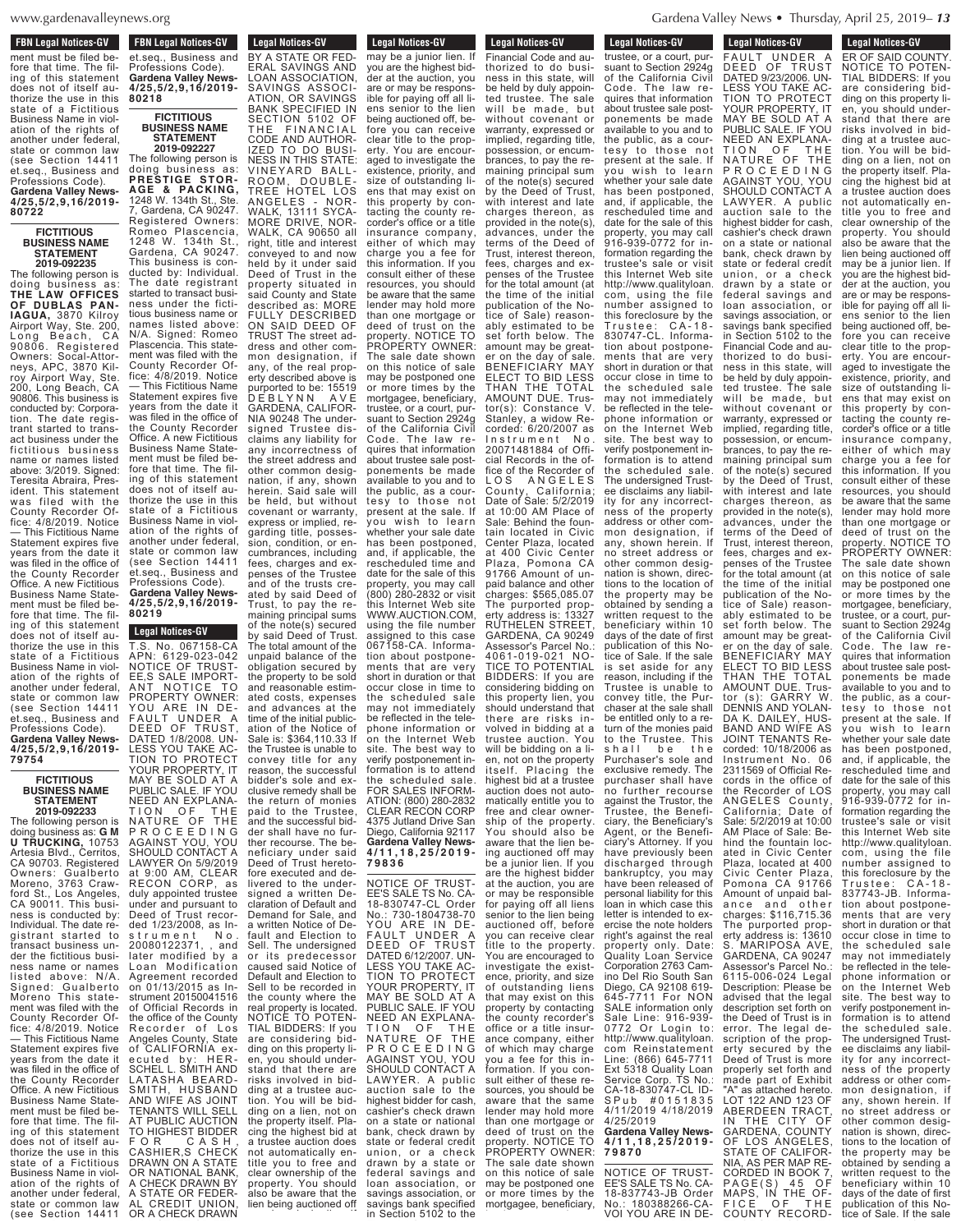**FBN Legal Notices-GV**

ment must be filed before that time. The filing of this statement does not of itself authorize the use in this state of a Fictitious Business Name in violation of the rights of another under federal, state or common law (see Section 14411 et.seq., Business and Professions Code).
**Gardena Valley News-4/25,5/2,9,16/2019-80722**

**FICTITIOUS BUSINESS NAME STATEMENT 2019-092235**

The following person is doing business as: **THE LAW OFFICES OF DUBLAS PANIAGUA,** 3870 Kilroy Airport Way, Ste. 200, Long Beach, CA 90806. Registered Owners: Socal-Attorneys, APC, 3870 Kilroy Airport Way, Ste. 200, Long Beach, CA 90806. This business is conducted by: Corporation. The date registrant started to transact business under the fictitious business name or names listed above: 3/2019. Signed: Teresita Abraira, President. This statement was filed with the County Recorder Office: 4/8/2019. Notice — This Fictitious Name Statement expires five years from the date it was filed in the office of the County Recorder Office. A new Fictitious Business Name Statement must be filed before that time. The filing of this statement does not of itself authorize the use in this state of a Fictitious Business Name in violation of the rights of another under federal, state or common law (see Section 14411 et.seq., Business and Professions Code).
**Gardena Valley News-4/25,5/2,9,16/2019-79754**

**FICTITIOUS BUSINESS NAME STATEMENT 2019-092233**

The following person is doing business as: **G M U TRUCKING,** 10753 Artesia Blvd., Cerritos, CA 90703. Registered Owners: Gualberto Moreno, 3763 Crawford St., Los Angeles, CA 90011. This business is conducted by: Individual. The date registrant started to transact business under the fictitious business name or names listed above: N/A. Signed: Gualberto Moreno This statement was filed with the County Recorder Office: 4/8/2019. Notice — This Fictitious Name Statement expires five years from the date it was filed in the office of the County Recorder Office. A new Fictitious Business Name Statement must be filed before that time. The filing of this statement does not of itself authorize the use in this state of a Fictitious Business Name in violation of the rights of another under federal, state or common law (see Section 14411 et.seq., Business and Professions Code).
**Gardena Valley News-4/25,5/2,9,16/2019-80218**

**FICTITIOUS BUSINESS NAME STATEMENT 2019-092227**

The following person is doing business as: **PRESTIGE STORAGE & PACKING,** 1248 W. 134th St., Ste. 7, Gardena, CA 90247. Registered Owners: Romeo Plascencia, 1248 W. 134th St., Gardena, CA 90247. This business is conducted by: Individual. The date registrant started to transact business under the fictitious business name or names listed above: N/A. Signed: Romeo Plascencia. This statement was filed with the County Recorder Office: 4/8/2019. Notice — This Fictitious Name Statement expires five years from the date it was filed in the office of the County Recorder Office. A new Fictitious Business Name Statement must be filed before that time. The filing of this statement does not of itself authorize the use in this state of a Fictitious Business Name in violation of the rights of another under federal, state or common law (see Section 14411 et.seq., Business and Professions Code).
**Gardena Valley News-4/25,5/2,9,16/2019-80219**

**Legal Notices-GV**

T.S. No. 067158-CA APN: 6129-023-042 NOTICE OF TRUSTEE'S SALE IMPORTANT NOTICE TO PROPERTY OWNER: YOU ARE IN DEFAULT UNDER A DEED OF TRUST, DATED 1/8/2008. UNLESS YOU TAKE ACTION TO PROTECT YOUR PROPERTY, IT MAY BE SOLD AT A PUBLIC SALE. IF YOU NEED AN EXPLANATION OF THE NATURE OF THE PROCEEDING AGAINST YOU, YOU SHOULD CONTACT A LAWYER On 5/9/2019 at 9:00 AM, CLEAR RECON CORP, as duly appointed trustee under and pursuant to Deed of Trust recorded 1/23/2008, as Instrument No. 20080122371, , and later modified by a Loan Modification Agreement recorded on 01/13/2015 as Instrument 20150041516 of Official Records in the office of the County Recorder of Los Angeles County, State of CALIFORNIA executed by: HERSCHEL L. SMITH AND LATASHA BEARDSMITH, HUSBAND AND WIFE AS JOINT TENANTS WILL SELL AT PUBLIC AUCTION TO HIGHEST BIDDER FOR CASH, CASHIER,S CHECK DRAWN ON A STATE OR NATIONAL BANK, A CHECK DRAWN BY A STATE OR FEDERAL CREDIT UNION, OR A CHECK DRAWN BY A STATE OR FEDERAL SAVINGS AND LOAN ASSOCIATION, SAVINGS ASSOCIATION, OR SAVINGS BANK SPECIFIED IN SECTION 5102 OF THE FINANCIAL CODE AND AUTHORIZED TO DO BUSINESS IN THIS STATE: VINEYARD BALLROOM, DOUBLETREE HOTEL LOS ANGELES - NORWALK, 13111 SYCAMORE DRIVE, NORWALK, CA 90650 all right, title and interest conveyed to and now held by it under said Deed of Trust in the property situated in said County and State described as: MORE FULLY DESCRIBED ON SAID DEED OF TRUST The street address and other common designation, if any, of the real property described above is purported to be: 15519 DEBLYNN AVE GARDENA, CALIFORNIA 90248 The undersigned Trustee disclaims any liability for any incorrectness of the street address and other common designation, if any, shown herein. Said sale will be held, but without covenant or warranty, express or implied, regarding title, possession, condition, or encumbrances, including fees, charges and expenses of the Trustee and of the trusts created by said Deed of Trust, to pay the remaining principal sums of the note(s) secured by said Deed of Trust. The total amount of the unpaid balance of the obligation secured by the property to be sold and reasonable estimated costs, expenses and advances at the time of the initial publication of the Notice of Sale is: $364,110.33 If the Trustee is unable to convey title for any reason, the successful bidder's sole and exclusive remedy shall be the return of monies paid to the Trustee, and the successful bidder shall have no further recourse. The beneficiary under said Deed of Trust heretofore executed and delivered to the undersigned a written Declaration of Default and Demand for Sale, and a written Notice of Default and Election to Sell. The undersigned or its predecessor caused said Notice of Default and Election to Sell to be recorded in the county where the real property is located. NOTICE TO POTENTIAL BIDDERS: If you are considering bidding on this property lien, you should understand that there are risks involved in bidding at a trustee auction. You will be bidding on a lien, not on the property itself. Placing the highest bid at a trustee auction does not automatically entitle you to free and clear ownership of the property. You should also be aware that the lien being auctioned off may be a junior lien. If you are the highest bidder at the auction, you are or may be responsible for paying off all liens senior to the lien being auctioned off, before you can receive clear title to the property. You are encouraged to investigate the existence, priority, and size of outstanding liens that may exist on this property by contacting the county recorder's office or a title insurance company, either of which may charge you a fee for this information. If you consult either of these resources, you should be aware that the same lender may hold more than one mortgage or deed of trust on the property. NOTICE TO PROPERTY OWNER: The sale date shown on this notice of sale may be postponed one or more times by the mortgagee, beneficiary, trustee, or a court, pursuant to Section 2924g of the California Civil Code. The law requires that information about trustee sale postponements be made available to you and to the public, as a courtesy to those not present at the sale. If you wish to learn whether your sale date has been postponed, and, if applicable, the rescheduled time and date for the sale of this property, you may call (800) 280-2832 or visit this Internet Web site WWW.AUCTION.COM, using the file number assigned to this case 067158-CA. Information about postponements that are very short in duration or that occur close in time to the scheduled sale may not immediately be reflected in the telephone information or on the Internet Web site. The best way to verify postponement information is to attend the scheduled sale. FOR SALES INFORMATION: (800) 280-2832 CLEAR RECON CORP 4375 Jutland Drive San Diego, California 92117
**Gardena Valley News-4/11,18,25/2019-79836**

NOTICE OF TRUSTEE'S SALE TS No. CA-18-830747-CL Order No.: 730-1804738-70 YOU ARE IN DEFAULT UNDER A DEED OF TRUST DATED 6/12/2007. UNLESS YOU TAKE ACTION TO PROTECT YOUR PROPERTY, IT MAY BE SOLD AT A PUBLIC SALE. IF YOU NEED AN EXPLANATION OF THE NATURE OF THE PROCEEDING AGAINST YOU, YOU SHOULD CONTACT A LAWYER. A public auction sale to the highest bidder for cash, cashier's check drawn on a state or national bank, check drawn by state or federal credit union, or a check drawn by a state or federal savings and loan association, or savings association, or savings bank specified in Section 5102 to the Financial Code and authorized to do business in this state, will be held by duly appointed trustee. The sale will be made, but without covenant or warranty, expressed or implied, regarding title, possession, or encumbrances, to pay the remaining principal sum of the note(s) secured by the Deed of Trust, with interest and late charges thereon, as provided in the note(s), advances, under the terms of the Deed of Trust, interest thereon, fees, charges and expenses of the Trustee for the total amount (at the time of the initial publication of the Notice of Sale) reasonably estimated to be set forth below. The amount may be greater on the day of sale. BENEFICIARY MAY ELECT TO BID LESS THAN THE TOTAL AMOUNT DUE. Trustor(s): Constance V. Stanley, a widow Recorded: 6/20/2007 as Instrument No. 20071481884 of Official Records in the office of the Recorder of LOS ANGELES County, California; Date of Sale: 5/2/2019 at 10:00 AM Place of Sale: Behind the fountain located in Civic Center Plaza, located at 400 Civic Center Plaza, Pomona CA 91766 Amount of unpaid balance and other charges: $565,085.07 The purported property address is: 13327 RUTHELEN STREET, GARDENA, CA 90249 Assessor's Parcel No.: 4061-019-021 NOTICE TO POTENTIAL BIDDERS: If you are considering bidding on this property lien, you should understand that there are risks involved in bidding at a trustee auction. You will be bidding on a lien, not on the property itself. Placing the highest bid at a trustee auction does not automatically entitle you to free and clear ownership of the property. You should also be aware that the lien being auctioned off may be a junior lien. If you are the highest bidder at the auction, you are or may be responsible for paying off all liens senior to the lien being auctioned off, before you can receive clear title to the property. You are encouraged to investigate the existence, priority, and size of outstanding liens that may exist on this property by contacting the county recorder's office or a title insurance company, either of which may charge you a fee for this information. If you consult either of these resources, you should be aware that the same lender may hold more than one mortgage or deed of trust on the property. NOTICE TO PROPERTY OWNER: The sale date shown on this notice of sale may be postponed one or more times by the mortgagee, beneficiary, trustee, or a court, pursuant to Section 2924g of the California Civil Code. The law requires that information about trustee sale postponements be made available to you and to the public, as a courtesy to those not present at the sale. If you wish to learn whether your sale date has been postponed, and, if applicable, the rescheduled time and date for the sale of this property, you may call 916-939-0772 for information regarding the trustee's sale or visit this Internet Web site http://www.qualityloan.com, using the file number assigned to this foreclosure by the Trustee: CA-18-830747-CL. Information about postponements that are very short in duration or that occur close in time to the scheduled sale may not immediately be reflected in the telephone information or on the Internet Web site. The best way to verify postponement information is to attend the scheduled sale. The undersigned Trustee disclaims any liability for any incorrectness of the property address or other common designation, if any, shown herein. If no street address or other common designation is shown, directions to the location of the property may be obtained by sending a written request to the beneficiary within 10 days of the date of first publication of this Notice of Sale. If the sale is set aside for any reason, including if the Trustee is unable to convey title, the Purchaser at the sale shall be entitled only to a return of the monies paid to the Trustee. This shall be the Purchaser's sole and exclusive remedy. The purchaser shall have no further recourse against the Trustor, the Trustee, the Beneficiary, the Beneficiary's Agent, or the Beneficiary's Attorney. If you have previously been discharged through bankruptcy, you may have been released of personal liability for this loan in which case this letter is intended to exercise the note holders right's against the real property only. Date: Quality Loan Service Corporation 2763 Camino Del Rio South San Diego, CA 92108 619-645-7711 For NON SALE information only Sale Line: 916-939-0772 Or Login to: http://www.qualityloan.com Reinstatement Line: (866) 645-7711 Ext 5318 Quality Loan Service Corp. TS No.: CA-18-830747-CL IDSPub #0151835 4/11/2019 4/18/2019 4/25/2019
**Gardena Valley News-4/11,18,25/2019-79870**

NOTICE OF TRUSTEE'S SALE TS No. CA-18-837743-JB Order No.: 180388266-CA-VOI YOU ARE IN DEFAULT UNDER A DEED OF TRUST DATED 9/23/2006. UNLESS YOU TAKE ACTION TO PROTECT YOUR PROPERTY, IT MAY BE SOLD AT A PUBLIC SALE. IF YOU NEED AN EXPLANATION OF THE NATURE OF THE PROCEEDING AGAINST YOU, YOU SHOULD CONTACT A LAWYER. A public auction sale to the highest bidder for cash, cashier's check drawn on a state or national bank, check drawn by state or federal credit union, or a check drawn by a state or federal savings and loan association, or savings association, or savings bank specified in Section 5102 to the Financial Code and authorized to do business in this state, will be held by duly appointed trustee. The sale will be made, but without covenant or warranty, expressed or implied, regarding title, possession, or encumbrances, to pay the remaining principal sum of the note(s) secured by the Deed of Trust, with interest and late charges thereon, as provided in the note(s), advances, under the terms of the Deed of Trust, interest thereon, fees, charges and expenses of the Trustee for the total amount (at the time of the initial publication of the Notice of Sale) reasonably estimated to be set forth below. The amount may be greater on the day of sale. BENEFICIARY MAY ELECT TO BID LESS THAN THE TOTAL AMOUNT DUE. Trustor(s): GARRY W. DENNIS AND YOLANDA K. DAILEY, HUSBAND AND WIFE AS JOINT TENANTS Recorded: 10/18/2006 as Instrument No. 06 2311569 of Official Records in the office of the Recorder of LOS ANGELES County, California; Date of Sale: 5/2/2019 at 10:00 AM Place of Sale: Behind the fountain located in Civic Center Plaza, located at 400 Civic Center Plaza, Pomona CA 91766 Amount of unpaid balance and other charges: $116,715.36 The purported property address is: 13610 S. MARIPOSA AVE, GARDENA, CA 90247 Assessor's Parcel No.: 6115-006-024 Legal Description: Please be advised that the legal description set forth on the Deed of Trust is in error. The legal description of the property secured by the Deed of Trust is more properly set forth and made part of Exhibit "A" as attached hereto. LOT 122 AND 123 OF ABERDEEN TRACT, IN THE CITY OF GARDENA, COUNTY OF LOS ANGELES, STATE OF CALIFORNIA, AS PER MAP RECORDED IN BOOK 7, PAGE(S) 45 OF MAPS, IN THE OFFICE OF THE COUNTY RECORDER OF SAID COUNTY. NOTICE TO POTENTIAL BIDDERS: If you are considering bidding on this property lien, you should understand that there are risks involved in bidding at a trustee auction. You will be bidding on a lien, not on the property itself. Placing the highest bid at a trustee auction does not automatically entitle you to free and clear ownership of the property. You should also be aware that the lien being auctioned off may be a junior lien. If you are the highest bidder at the auction, you are or may be responsible for paying off all liens senior to the lien being auctioned off, before you can receive clear title to the property. You are encouraged to investigate the existence, priority, and size of outstanding liens that may exist on this property by contacting the county recorder's office or a title insurance company, either of which may charge you a fee for this information. If you consult either of these resources, you should be aware that the same lender may hold more than one mortgage or deed of trust on the property. NOTICE TO PROPERTY OWNER: The sale date shown on this notice of sale may be postponed one or more times by the mortgagee, beneficiary, trustee, or a court, pursuant to Section 2924g of the California Civil Code. The law requires that information about trustee sale postponements be made available to you and to the public, as a courtesy to those not present at the sale. If you wish to learn whether your sale date has been postponed, and, if applicable, the rescheduled time and date for the sale of this property, you may call 916-939-0772 for information regarding the trustee's sale or visit this Internet Web site http://www.qualityloan.com, using the file number assigned to this foreclosure by the Trustee: CA-18-837743-JB. Information about postponements that are very short in duration or that occur close in time to the scheduled sale may not immediately be reflected in the telephone information or on the Internet Web site. The best way to verify postponement information is to attend the scheduled sale. The undersigned Trustee disclaims any liability for any incorrectness of the property address or other common designation, if any, shown herein. If no street address or other common designation is shown, directions to the location of the property may be obtained by sending a written request to the beneficiary within 10 days of the date of first publication of this Notice of Sale. If the sale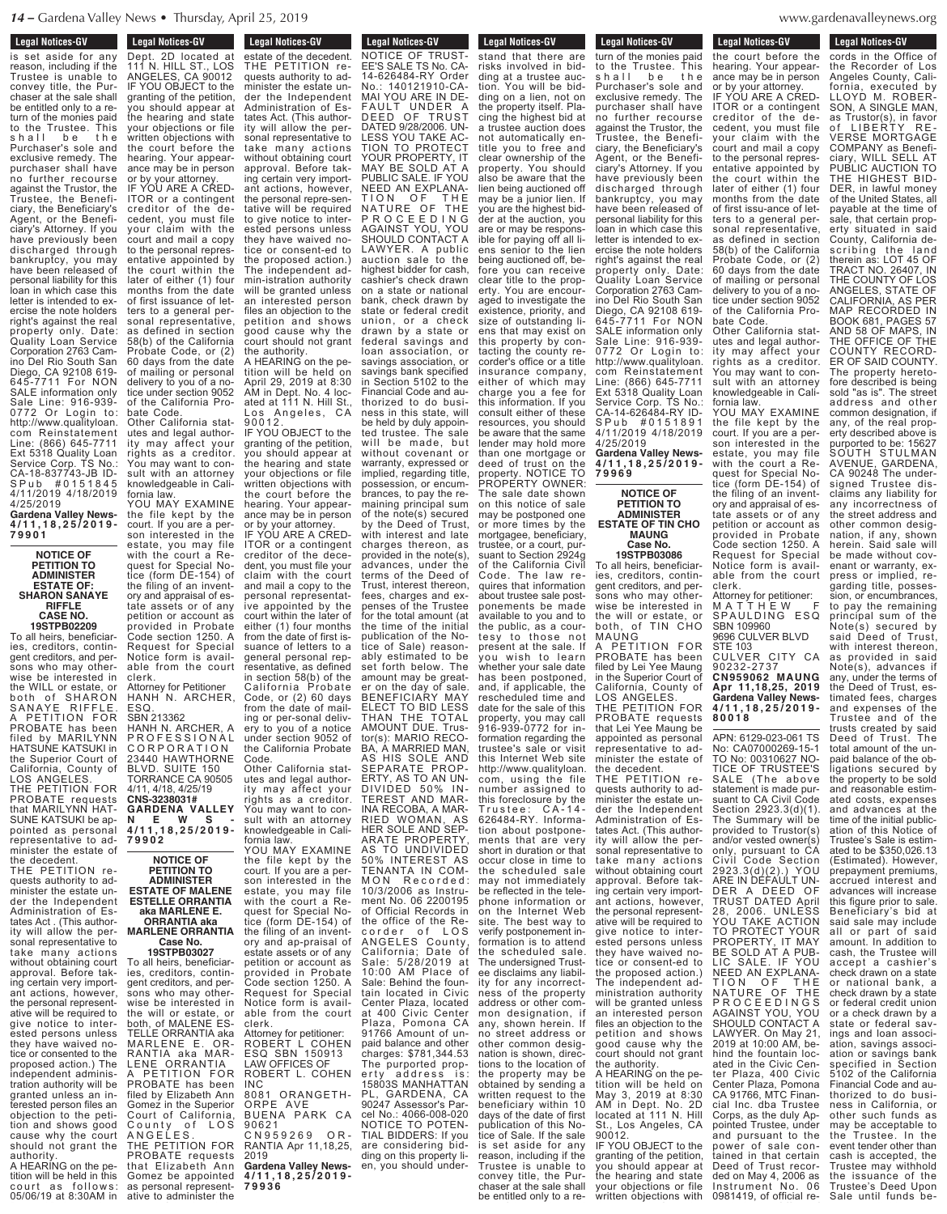is set aside for any reason, including if the Trustee is unable to convey title, the Purchaser at the sale shall be entitled only to a return of the monies paid to the Trustee. This shall be the Purchaser's sole and exclusive remedy. The purchaser shall have no further recourse against the Trustor, the Trustee, the Beneficiary, the Beneficiary's Agent, or the Beneficiary's Attorney. If you have previously been discharged through bankruptcy, you may have been released of personal liability for this loan in which case this letter is intended to exercise the note holders right's against the real property only. Date: Quality Loan Service Corporation 2763 Camino Del Rio South San Diego, CA 92108 619-645-7711 For NON SALE information only Sale Line: 916-939-0772 Or Login to: http://www.qualityloan.com Reinstatement Line: (866) 645-7711 Ext 5318 Quality Loan Service Corp. TS No.: CA-18-837743-JB ID-SPub #0151845 4/11/2019 4/18/2019 4/25/2019

**Gardena Valley News-4/11,18,25/2019-79901**

---

## NOTICE OF PETITION TO ADMINISTER ESTATE OF: SHARON SANAYE RIFFLE CASE NO. 19STPB02209

To all heirs, beneficiaries, creditors, contingent creditors, and persons who may otherwise be interested in the WILL or estate, or both of SHARON SANAYE RIFFLE.

A PETITION FOR PROBATE has been filed by MARILYNN HATSUNE KATSUKI in the Superior Court of California, County of LOS ANGELES.

THE PETITION FOR PROBATE requests that MARILYNN HATSUNE KATSUKI be appointed as personal representative to administer the estate of the decedent.

THE PETITION requests authority to administer the estate under the Independent Administration of Estates Act . (This authority will allow the personal representative to take many actions without obtaining court approval. Before taking certain very important actions, however, the personal representative will be required to give notice to interested persons unless they have waived notice or consented to the proposed action.) The independent administration authority will be granted unless an interested person files an objection to the petition and shows good cause why the court should not grant the authority.

A HEARING on the petition will be held in this court as follows: 05/06/19 at 8:30AM in Dept. 2D located at 111 N. HILL ST., LOS ANGELES, CA 90012

IF YOU OBJECT to the granting of the petition, you should appear at the hearing and state your objections or file written objections with the court before the hearing. Your appearance may be in person or by your attorney.

IF YOU ARE A CREDITOR or a contingent creditor of the decedent, you must file your claim with the court and mail a copy to the personal representative appointed by the court within the later of either (1) four months from the date of first issuance of letters to a general personal representative, as defined in section 58(b) of the California Probate Code, or (2) 60 days from the date of mailing or personal delivery to you of a notice under section 9052 of the California Probate Code.

Other California statutes and legal authority may affect your rights as a creditor. You may want to consult with an attorney knowledgeable in California law.

YOU MAY EXAMINE the file kept by the court. If you are a person interested in the estate, you may file with the court a Request for Special Notice (form DE-154) of the filing of an inventory and appraisal of estate assets or of any petition or account as provided in Probate Code section 1250. A Request for Special Notice form is available from the court clerk.

Attorney for Petitioner
HANH N. ARCHER, ESQ.
SBN 213362
HANH N. ARCHER, A PROFESSIONAL CORPORATION
23440 HAWTHORNE BLVD, SUITE 150
TORRANCE CA 90505
4/11, 4/18, 4/25/19
CNS-3238031#

**GARDENA VALLEY NEWS - 4/11,18,25/2019-79902**

---

## NOTICE OF PETITION TO ADMINISTER ESTATE OF MALENE ESTELLE ORRANTIA aka MARLENE E. ORRANTIA aka MARLENE ORRANTIA Case No. 19STPB03027

To all heirs, beneficiaries, creditors, contingent creditors, and persons who may otherwise be interested in the will or estate, or both, of MALENE ESTELLE ORRANTIA aka MARLENE E. ORRANTIA aka MARLENE ORRANTIA

A PETITION FOR PROBATE has been filed by Elizabeth Ann Gomez in the Superior Court of California, County of LOS ANGELES.

THE PETITION FOR PROBATE requests that Elizabeth Ann Gomez be appointed as personal representative to administer the estate of the decedent.

THE PETITION requests authority to administer the estate under the Independent Administration of Estates Act. (This authority will allow the personal representative to take many actions without obtaining court approval. Before taking certain very important actions, however, the personal representative will be required to give notice to interested persons unless they have waived notice or consented to the proposed action.) The independent administration authority will be granted unless an interested person files an objection to the petition and shows good cause why the court should not grant the authority.

A HEARING on the petition will be held on April 29, 2019 at 8:30 AM in Dept. No. 4 located at 111 N. Hill St., Los Angeles, CA 90012.

IF YOU OBJECT to the granting of the petition, you should appear at the hearing and state your objections or file written objections with the court before the hearing. Your appearance may be in person or by your attorney.

IF YOU ARE A CREDITOR or a contingent creditor of the decedent, you must file your claim with the court and mail a copy to the personal representative appointed by the court within the later of either (1) four months from the date of first issuance of letters to a general personal representative, as defined in section 58(b) of the California Probate Code, or (2) 60 days from the date of mailing or personal delivery to you of a notice under section 9052 of the California Probate Code.

Other California statutes and legal authority may affect your rights as a creditor. You may want to consult with an attorney knowledgeable in California law.

YOU MAY EXAMINE the file kept by the court. If you are a person interested in the estate, you may file with the court a Request for Special Notice (form DE-154) of the filing of an inventory and appraisal of estate assets or of any petition or account as provided in Probate Code section 1250. A Request for Special Notice form is available from the court clerk.

Attorney for petitioner:
ROBERT L COHEN ESQ SBN 150913
LAW OFFICES OF ROBERT L. COHEN INC
8081 ORANGETHORPE AVE
BUENA PARK CA 90621
CN959269 ORRANTIA Apr 11,18,25, 2019

**Gardena Valley News-4/11,18,25/2019-79936**

---

NOTICE OF TRUSTEE'S SALE TS No. CA-14-626484-RY Order No.: 140121910-CA-MAI YOU ARE IN DEFAULT UNDER A DEED OF TRUST DATED 9/28/2006. UNLESS YOU TAKE ACTION TO PROTECT YOUR PROPERTY, IT MAY BE SOLD AT A PUBLIC SALE. IF YOU NEED AN EXPLANATION OF THE NATURE OF THE PROCEEDING AGAINST YOU, YOU SHOULD CONTACT A LAWYER. A public auction sale to the highest bidder for cash, cashier's check drawn on a state or national bank, check drawn by state or federal credit union, or a check drawn by a state or federal savings and loan association, or savings association, or savings bank specified in Section 5102 to the Financial Code and authorized to do business in this state, will be held by duly appointed trustee. The sale will be made, but without covenant or warranty, expressed or implied, regarding title, possession, or encumbrances, to pay the remaining principal sum of the note(s) secured by the Deed of Trust, with interest and late charges thereon, as provided in the note(s), advances, under the terms of the Deed of Trust, interest thereon, fees, charges and expenses of the Trustee for the total amount (at the time of the initial publication of the Notice of Sale) reasonably estimated to be set forth below. The amount may be greater on the day of sale. BENEFICIARY MAY ELECT TO BID LESS THAN THE TOTAL AMOUNT DUE. Trustor(s): MARIO RECOBA, A MARRIED MAN, AS HIS SOLE AND SEPARATE PROPERTY, AS TO AN UNDIVIDED 50% INTEREST AND MARINA RECOBA, A MARRIED WOMAN, AS HER SOLE AND SEPARATE PROPERTY, AS TO UNDIVIDED 50% INTEREST AS TENANTA IN COMMON Recorded: 10/3/2006 as Instrument No. 06 2200195 of Official Records in the office of the Recorder of LOS ANGELES County, California; Date of Sale: 5/28/2019 at 10:00 AM Place of Sale: Behind the fountain located in Civic Center Plaza, located at 400 Civic Center Plaza, Pomona CA 91766 Amount of unpaid balance and other charges: $781,344.53 The purported property address is: 15803S MANHATTAN PL, GARDENA, CA 90247 Assessor's Parcel No.: 4066-008-020 NOTICE TO POTENTIAL BIDDERS: If you are considering bidding on this property lien, you should understand that there are risks involved in bidding at a trustee auction. You will be bidding on a lien, not on the property itself. Placing the highest bid at a trustee auction does not automatically entitle you to free and clear ownership of the property. You should also be aware that the lien being auctioned off may be a junior lien. If you are the highest bidder at the auction, you are or may be responsible for paying off all liens senior to the lien being auctioned off, before you can receive clear title to the property. You are encouraged to investigate the existence, priority, and size of outstanding liens that may exist on this property by contacting the county recorder's office or a title insurance company, either of which may charge you a fee for this information. If you consult either of these resources, you should be aware that the same lender may hold more than one mortgage or deed of trust on the property. NOTICE TO PROPERTY OWNER: The sale date shown on this notice of sale may be postponed one or more times by the mortgagee, beneficiary, trustee, or a court, pursuant to Section 2924g of the California Civil Code. The law requires that information about trustee sale postponements be made available to you and to the public, as a courtesy to those not present at the sale. If you wish to learn whether your sale date has been postponed, and, if applicable, the rescheduled time and date for the sale of this property, you may call 916-939-0772 for information regarding the trustee's sale or visit this Internet Web site http://www.qualityloan.com, using the file number assigned to this foreclosure by the Trustee: CA-14-626484-RY. Information about postponements that are very short in duration or that occur close in time to the scheduled sale may not immediately be reflected in the telephone information or on the Internet Web site. The best way to verify postponement information is to attend the scheduled sale. The undersigned Trustee disclaims any liability for any incorrectness of the property address or other common designation, if any, shown herein. If no street address or other common designation is shown, directions to the location of the property may be obtained by sending a written request to the beneficiary within 10 days of the date of first publication of this Notice of Sale. If the sale is set aside for any reason, including if the Trustee is unable to convey title, the Purchaser at the sale shall be entitled only to a return of the monies paid to the Trustee. This shall be the Purchaser's sole and exclusive remedy. The purchaser shall have no further recourse against the Trustor, the Trustee, the Beneficiary, the Beneficiary's Agent, or the Beneficiary's Attorney. If you have previously been discharged through bankruptcy, you may have been released of personal liability for this loan in which case this letter is intended to exercise the note holders right's against the real property only. Date: Quality Loan Service Corporation 2763 Camino Del Rio South San Diego, CA 92108 619-645-7711 For NON SALE information only Sale Line: 916-939-0772 Or Login to: http://www.qualityloan.com Reinstatement Line: (866) 645-7711 Ext 5318 Quality Loan Service Corp. TS No.: CA-14-626484-RY ID-SPub #0151891 4/11/2019 4/18/2019 4/25/2019

**Gardena Valley News-4/11,18,25/2019-79969**

---

## NOTICE OF PETITION TO ADMINISTER ESTATE OF TIN CHO MAUNG Case No. 19STPB03086

To all heirs, beneficiaries, creditors, contingent creditors, and persons who may otherwise be interested in the will or estate, or both, of TIN CHO MAUNG

A PETITION FOR PROBATE has been filed by Lei Yee Maung in the Superior Court of California, County of LOS ANGELES.

THE PETITION FOR PROBATE requests that Lei Yee Maung be appointed as personal representative to administer the estate of the decedent.

THE PETITION requests authority to administer the estate under the Independent Administration of Estates Act. (This authority will allow the personal representative to take many actions without obtaining court approval. Before taking certain very important actions, however, the personal representative will be required to give notice to interested persons unless they have waived notice or consented to the proposed action.) The independent administration authority will be granted unless an interested person files an objection to the petition and shows good cause why the court should not grant the authority.

A HEARING on the petition will be held on May 3, 2019 at 8:30 AM in Dept. No. 2D located at 111 N. Hill St., Los Angeles, CA 90012.

IF YOU OBJECT to the granting of the petition, you should appear at the hearing and state your objections or file written objections with the court before the hearing. Your appearance may be in person or by your attorney.

IF YOU ARE A CREDITOR or a contingent creditor of the decedent, you must file your claim with the court and mail a copy to the personal representative appointed by the court within the later of either (1) four months from the date of first issuance of letters to a general personal representative, as defined in section 58(b) of the California Probate Code, or (2) 60 days from the date of mailing or personal delivery to you of a notice under section 9052 of the California Probate Code.

Other California statutes and legal authority may affect your rights as a creditor. You may want to consult with an attorney knowledgeable in California law.

YOU MAY EXAMINE the file kept by the court. If you are a person interested in the estate, you may file with the court a Request for Special Notice (form DE-154) of the filing of an inventory and appraisal of estate assets or of any petition or account as provided in Probate Code section 1250. A Request for Special Notice form is available from the court clerk.

Attorney for petitioner:
MATTHEW F SPAULDING ESQ
SBN 109960
9696 CULVER BLVD STE 103
CULVER CITY CA 90232-2737
CN959062 MAUNG Apr 11,18,25, 2019

**Gardena Valley News-4/11,18,25/2019-80018**

---

APN: 6129-023-061 TS No: CA07000269-15-1 TO No: 00310627 NOTICE OF TRUSTEE'S SALE (The above statement is made pursuant to CA Civil Code Section 2923.3(d)(1). The Summary will be provided to Trustor(s) and/or vested owner(s) only, pursuant to CA Civil Code Section 2923.3(d)(2).) YOU ARE IN DEFAULT UNDER A DEED OF TRUST DATED April 28, 2006. UNLESS YOU TAKE ACTION TO PROTECT YOUR PROPERTY, IT MAY BE SOLD AT A PUBLIC SALE. IF YOU NEED AN EXPLANATION OF THE NATURE OF THE PROCEEDINGS AGAINST YOU, YOU SHOULD CONTACT A LAWYER. On May 21, 2019 at 10:00 AM, behind the fountain located in the Civic Center Plaza, 400 Civic Center Plaza, Pomona CA 91766, MTC Financial Inc. dba Trustee Corps, as the duly Appointed Trustee, under and pursuant to the power of sale contained in that certain Deed of Trust recorded on May 4, 2006 as Instrument No. 06 0981419, of official records in the Office of the Recorder of Los Angeles County, California, executed by LLOYD M. ROBERSON, A SINGLE MAN, as Trustor(s), in favor of LIBERTY REVERSE MORTGAGE COMPANY as Beneficiary, WILL SELL AT PUBLIC AUCTION TO THE HIGHEST BIDDER, in lawful money of the United States, all payable at the time of sale, that certain property situated in said County, California describing the land therein as: LOT 45 OF TRACT NO. 26407, IN THE COUNTY OF LOS ANGELES, STATE OF CALIFORNIA, AS PER MAP RECORDED IN BOOK 681, PAGES 57 AND 58 OF MAPS, IN THE OFFICE OF THE COUNTY RECORDER OF SAID COUNTY. The property heretofore described is being sold "as is". The street address and other common designation, if any, of the real property described above is purported to be: 15627 SOUTH STUMAN AVENUE, GARDENA, CA 90248 The undersigned Trustee disclaims any liability for any incorrectness of the street address and other common designation, if any, shown herein. Said sale will be made without covenant or warranty, express or implied, regarding title, possession, or encumbrances, to pay the remaining principal sum of the Note(s) secured by said Deed of Trust, with interest thereon, as provided in said Note(s), advances if any, under the terms of the Deed of Trust, estimated fees, charges and expenses of the Trustee and of the trusts created by said Deed of Trust. The total amount of the unpaid balance of the obligations secured by the property to be sold and reasonable estimated costs, expenses and advances at the time of the initial publication of this Notice of Trustee's Sale is estimated to be $350,026.13 (Estimated). However, prepayment premiums, accrued interest and advances will increase this figure prior to sale. Beneficiary's bid at said sale may include all or part of said amount. In addition to cash, the Trustee will accept a cashier's check drawn on a state or national bank, a check drawn by a state or federal credit union or a check drawn by a state or federal savings and loan association, savings association or savings bank specified in Section 5102 of the California Financial Code and authorized to do business in California, or other such funds as may be acceptable to the Trustee. In the event tender other than cash is accepted, the Trustee may withhold the issuance of the Trustee's Deed Upon Sale until funds be-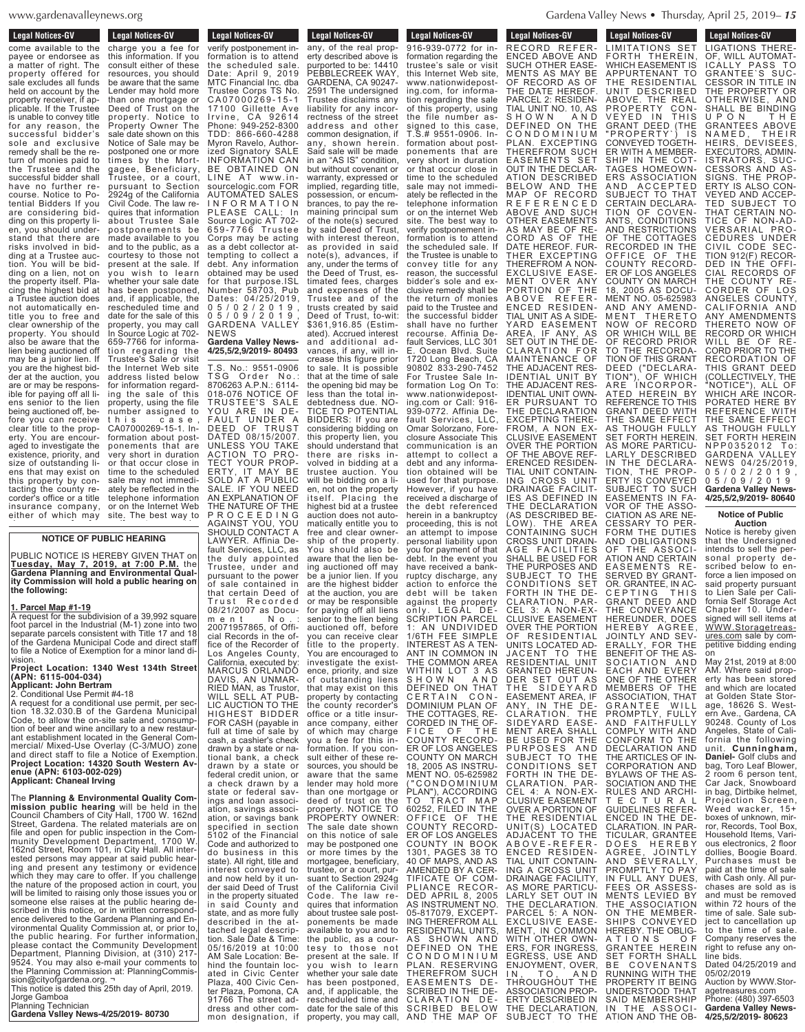come available to the payee or endorsee as a matter of right. The property offered for sale excludes all funds held on account by the property receiver, if applicable. If the Trustee is unable to convey title for any reason, the successful bidder's sole and exclusive remedy shall be the return of monies paid to the Trustee and the successful bidder shall have no further recourse. Notice to Potential Bidders If you are considering bidding on this property lien, you should understand that there are risks involved in bidding at a Trustee auction. You will be bidding on a lien, not on the property itself. Placing the highest bid at a Trustee auction does not automatically entitle you to free and clear ownership of the property. You should also be aware that the lien being auctioned off may be a junior lien. If you are the highest bidder at the auction, you are or may be responsible for paying off all liens senior to the lien being auctioned off, before you can receive clear title to the property. You are encouraged to investigate the existence, priority, and size of outstanding liens that may exist on this property by contacting the county recorder's office or a title insurance company, either of which may charge you a fee for this information. If you consult either of these resources, you should be aware that the same Lender may hold more than one mortgage or Deed of Trust on the property. Notice to Property Owner The sale date shown on this Notice of Sale may be postponed one or more times by the Mortgagee, Beneficiary, Trustee, or a court, pursuant to Section 2924g of the California Civil Code. The law requires that information about Trustee Sale postponements be made available to you and to the public, as a courtesy to those not present at the sale. If you wish to learn whether your sale date has been postponed, and, if applicable, the rescheduled time and date for the sale of this property, you may call In Source Logic at 702-659-7766 for information regarding the Trustee's Sale or visit the Internet Web site address listed below for information regarding the sale of this property, using the file number assigned to this case, CA07000269-15-1. Information about postponements that are very short in duration or that occur close in time to the scheduled sale may not immediately be reflected in the telephone information or on the Internet Web site. The best way to verify postponement information is to attend the scheduled sale. Date: April 9, 2019 MTC Financial Inc. dba Trustee Corps TS No. CA07000269-15-1 17100 Gillette Ave Irvine, CA 92614 Phone: 949-252-8300 TDD: 866-660-4288 Myron Ravelo, Authorized Signatory SALE INFORMATION CAN BE OBTAINED ON LINE AT www.insourcelogic.com FOR AUTOMATED SALES INFORMATION PLEASE CALL: In Source Logic AT 702-659-7766 Trustee Corps may be acting as a debt collector attempting to collect a debt. Any information obtained may be used for that purpose.ISL Number 58703, Pub Dates: 04/25/2019, 05/02/2019, 05/09/2019, GARDENA VALLEY NEWS
**Gardena Valley News-4/25,5/2,9/2019- 80493**

## NOTICE OF PUBLIC HEARING

PUBLIC NOTICE IS HEREBY GIVEN THAT on **Tuesday, May 7, 2019, at 7:00 P.M.** the **Gardena Planning and Environmental Quality Commission will hold a public hearing on the following:**

**1. Parcel Map #1-19**
A request for the subdivision of a 39,992 square foot parcel in the Industrial (M-1) zone into two separate parcels consistent with Title 17 and 18 of the Gardena Municipal Code and direct staff to file a Notice of Exemption for a minor land division.
**Project Location: 1340 West 134th Street (APN: 6115-004-034)**
**Applicant: John Bertram**
2. Conditional Use Permit #4-18
A request for a conditional use permit, per section 18.32.030.B of the Gardena Municipal Code, to allow the on-site sale and consumption of beer and wine ancillary to a new restaurant establishment located in the General Commercial/ Mixed-Use Overlay (C-3/MUO) zone and direct staff to file a Notice of Exemption.
**Project Location: 14320 South Western Avenue (APN: 6103-002-029)**
**Applicant: Chaneal Irving**

The **Planning & Environmental Quality Commission public hearing** will be held in the Council Chambers of City Hall, 1700 W. 162nd Street, Gardena. The related materials are on file and open for public inspection in the Community Development Department, 1700 W. 162nd Street, Room 101, in City Hall. All interested persons may appear at said public hearing and present any testimony or evidence which they may care to offer. If you challenge the nature of the proposed action in court, you will be limited to raising only those issues you or someone else raises at the public hearing described in this notice, or in written correspondence delivered to the Gardena Planning and Environmental Quality Commission at, or prior to, the public hearing. For further information, please contact the Community Development Department, Planning Division, at (310) 217-9524. You may also e-mail your comments to the Planning Commission at: PlanningCommission@cityofgardena.org.
This notice is dated this 25th day of April, 2019.
Jorge Gamboa
Planning Technician
**Gardena Vslley News-4/25/2019- 80730**

T.S. No.: 9551-0906 TSG Order No.: 8706263 A.P.N.: 6114-018-076 NOTICE OF TRUSTEE'S SALE YOU ARE IN DEFAULT UNDER A DEED OF TRUST DATED 08/15/2007. UNLESS YOU TAKE ACTION TO PROTECT YOUR PROPERTY, IT MAY BE SOLD AT A PUBLIC SALE. IF YOU NEED AN EXPLANATION OF THE NATURE OF THE PROCEEDING AGAINST YOU, YOU SHOULD CONTACT A LAWYER. Affinia Default Services, LLC, as the duly appointed Trustee, under and pursuant to the power of sale contained in that certain Deed of Trust Recorded 08/21/2007 as Document No.: 20071957865, of Official Records in the office of the Recorder of Los Angeles County, California, executed by: MARCUS ORLANDO DAVIS, AN UNMARRIED MAN, as Trustor, WILL SELL AT PUBLIC AUCTION TO THE HIGHEST BIDDER FOR CASH (payable in full at time of sale by cash, a cashier's check drawn by a state or national bank, a check drawn by a state or federal credit union, or a check drawn by a state or federal savings and loan association, savings association, or savings bank specified in section 5102 of the Financial Code and authorized to do business in this state). All right, title and interest conveyed to and now held by it under said Deed of Trust in the property situated in said County and state, and as more fully described in the attached legal description. Sale Date & Time: 05/16/2019 at 10:00 AM Sale Location: Behind the fountain located in Civic Center Plaza, 400 Civic Center Plaza, Pomona, CA 91766 The street address and other common designation, if any, of the real property described above is purported to be: 14410 PEBBLECREEK WAY, GARDENA, CA 90247-2591 The undersigned Trustee disclaims any liability for any incorrectness of the street address and other common designation, if any, shown herein. Said sale will be made in an "AS IS" condition, but without covenant or warranty, expressed or implied, regarding title, possession, or encumbrances, to pay the remaining principal sum of the note(s) secured by said Deed of Trust, with interest thereon, as provided in said note(s), advances, if any, under the terms of the Deed of Trust, estimated fees, charges and expenses of the Trustee and of the trusts created by said Deed of Trust, to-wit: $361,916.85 (Estimated). Accrued interest and additional advances, if any, will increase this figure prior to sale. It is possible that at the time of sale the opening bid may be less than the total indebtedness due. NOTICE TO POTENTIAL BIDDERS: If you are considering bidding on this property lien, you should understand that there are risks involved in bidding at a trustee auction. You will be bidding on a lien, not on the property itself. Placing the highest bid at a trustee auction does not automatically entitle you to free and clear ownership of the property. You should also be aware that the lien being auctioned off may be a junior lien. If you are the highest bidder at the auction, you are or may be responsible for paying off all liens senior to the lien being auctioned off, before you can receive clear title to the property. You are encouraged to investigate the existence, priority, and size of outstanding liens that may exist on this property by contacting the county recorder's office or a title insurance company, either of which may charge you a fee for this information. If you consult either of these resources, you should be aware that the same lender may hold more than one mortgage or deed of trust on the property. NOTICE TO PROPERTY OWNER: The sale date shown on this notice of sale may be postponed one or more times by the mortgagee, beneficiary, trustee, or a court, pursuant to Section 2924g of the California Civil Code. The law requires that information about trustee sale postponements be made available to you and to the public, as a courtesy to those not present at the sale. If you wish to learn whether your sale date has been postponed, and, if applicable, the rescheduled time and date for the sale of this property, you may call, 916-939-0772 for information regarding the trustee's sale or visit this Internet Web site, www.nationwideposting.com, for information regarding the sale of this property, using the file number assigned to this case, T.S.# 9551-0906. Information about postponements that are very short in duration or that occur close in time to the scheduled sale may not immediately be reflected in the telephone information or on the internet Web site. The best way to verify postponement information is to attend the scheduled sale. If the Trustee is unable to convey title for any reason, the successful bidder's sole and exclusive remedy shall be the return of monies paid to the Trustee and the successful bidder shall have no further recourse. Affinia Default Services, LLC 301 E. Ocean Blvd. Suite 1720 Long Beach, CA 90802 833-290-7452 For Trustee Sale Information Log On To: www.nationwideposting.com or Call: 916-939-0772. Affinia Default Services, LLC, Omar Solorzano, Foreclosure Associate This communication is an attempt to collect a debt and any information obtained will be used for that purpose. However, if you have received a discharge of the debt referenced herein in a bankruptcy proceeding, this is not an attempt to impose personal liability upon you for payment of that debt. In the event you have received a bankruptcy discharge, any action to enforce the debt will be taken against the property only. LEGAL DESCRIPTION PARCEL 1: AN UNDIVIDED 1/6TH FEE SIMPLE INTEREST AS A TENANT IN COMMON IN THE COMMON AREA WITHIN LOT 3 AS SHOWN AND DEFINED ON THAT CERTAIN CONDOMINIUM PLAN OF THE COTTAGES, RECORDED IN THE OFFICE OF THE COUNTY RECORDER OF LOS ANGELES COUNTY ON MARCH 18, 2005 AS INSTRUMENT NO. 05-625982 ("CONDOMINIUM PLAN"), ACCORDING TO TRACT MAP 60252, FILED IN THE OFFICE OF THE COUNTY RECORDER OF LOS ANGELES COUNTY IN BOOK 1301, PAGES 38 TO 40 OF MAPS, AND AS AMENDED BY A CERTIFICATE OF COMPLIANCE RECORDED APRIL 8, 2005 AS INSTRUMENT NO. 05-817079, EXCEPTING THEREFROM ALL RESIDENTIAL UNITS, AS SHOWN AND DEFINED ON THE CONDOMINIUM PLAN. RESERVING THEREFROM SUCH EASEMENTS DESCRIBED IN THE DECLARATION DESCRIBED BELOW AND THE MAP OF RECORD REFERENCED ABOVE AND SUCH OTHER EASEMENTS AS MAY BE OF RECORD AS OF THE DATE HEREOF. PARCEL 2: RESIDENTIAL UNIT NO. 10, AS SHOWN AND DEFINED ON THE CONDOMINIUM PLAN. EXCEPTING THEREFROM SUCH EASEMENTS SET OUT IN THE DECLARATION DESCRIBED BELOW AND THE MAP OF RECORD REFERENCED ABOVE AND SUCH OTHER EASEMENTS AS MAY BE OF RECORD AS OF THE DATE HEREOF. FURTHER EXCEPTING THEREFROM A NON-EXCLUSIVE EASEMENT OVER ANY PORTION OF THE ABOVE REFERENCED RESIDENTIAL UNIT AS A SIDEYARD EASEMENT AREA, IF ANY, AS SET OUT IN THE DECLARATION FOR MAINTENANCE OF THE ADJACENT RESIDENTIAL UNIT BY THE ADJACENT RESIDENTIAL UNIT OWNER PURSUANT TO THE DECLARATION EXCEPTING THEREFROM, A NON EXCLUSIVE EASEMENT OVER THE PORTION OF THE ABOVE REFERENCED RESIDENTIAL UNIT CONTAINING CROSS UNIT DRAINAGE FACILITIES AS DEFINED IN THE DECLARATION (AS DESCRIBED BELOW). THE AREA CONTAINING SUCH CROSS UNIT DRAINAGE FACILITIES SHALL BE USED FOR THE PURPOSES AND SUBJECT TO THE CONDITIONS SET FORTH IN THE DECLARATION. PARCEL 3: A NON-EXCLUSIVE EASEMENT OVER THE PORTION OF RESIDENTIAL UNITS LOCATED ADJACENT TO THE RESIDENTIAL UNIT GRANTED HEREUNDER SET OUT AS THE SIDEYARD EASEMENT AREA, IF ANY, IN THE DECLARATION. THE SIDEYARD EASEMENT AREA SHALL BE USED FOR THE PURPOSES AND SUBJECT TO THE CONDITIONS SET FORTH IN THE DECLARATION. PARCEL 4: A NON-EXCLUSIVE EASEMENT OVER A PORTION OF THE RESIDENTIAL UNIT(S) LOCATED ADJACENT TO THE ABOVE-REFERENCED RESIDENTIAL UNIT CONTAINING A CROSS UNIT DRAINAGE FACILITY, AS MORE PARTICULARLY SET OUT IN THE DECLARATION. PARCEL 5: A NON-EXCLUSIVE EASEMENT, IN COMMON WITH OTHER OWNERS, FOR INGRESS, EGRESS, USE AND ENJOYMENT, OVER, IN, TO, AND THROUGHOUT THE ASSOCIATION PROPERTY DESCRIBED IN THE DECLARATION, SUBJECT TO THE LIMITATIONS SET FORTH THEREIN, WHICH EASEMENT IS APPURTENANT TO THE RESIDENTIAL UNIT DESCRIBED ABOVE. THE REAL PROPERTY CONVEYED IN THIS GRANT DEED (THE "PROPERTY") IS CONVEYED TOGETHER WITH A MEMBERSHIP IN THE COTTAGES HOMEOWNERS ASSOCIATION AND ACCEPTED SUBJECT TO THAT CERTAIN DECLARATION OF COVENANTS, CONDITIONS AND RESTRICTIONS OF THE COTTAGES RECORDED IN THE OFFICE OF THE COUNTY RECORDER OF LOS ANGELES COUNTY ON MARCH 18, 2005 AS DOCUMENT NO. 05-625983 AND ANY AMENDMENT THERETO NOW OF RECORD OR WHICH WILL BE OF RECORD PRIOR TO THE RECORDATION OF THIS GRANT DEED ("DECLARATION"), OF WHICH ARE INCORPORATED HEREIN BY REFERENCE TO THIS GRANT DEED WITH THE SAME EFFECT AS THOUGH FULLY SET FORTH HEREIN. AS MORE PARTICULARLY DESCRIBED IN THE DECLARATION, THE PROPERTY IS CONVEYED SUBJECT TO SUCH EASEMENTS IN FAVOR OF THE ASSOCIATION AS ARE NECESSARY TO PERFORM THE DUTIES AND OBLIGATIONS OF THE ASSOCIATION AND CERTAIN EASEMENTS RESERVED BY GRANTOR. GRANTEE, IN ACCEPTING THIS GRANT DEED AND THE CONVEYANCE HEREUNDER, DOES HEREBY AGREE, JOINTLY AND SEVERALLY, FOR THE BENEFIT OF THE ASSOCIATION AND EACH AND EVERY ONE OF THE OTHER MEMBERS OF THE ASSOCIATION, THAT GRANTEE WILL PROMPTLY, FULLY AND FAITHFULLY COMPLY WITH AND CONFORM TO THE DECLARATION AND THE ARTICLES OF INCORPORATION AND BYLAWS OF THE ASSOCIATION AND THE RULES AND ARCHITECTURAL GUIDELINES REFERENCED IN THE DECLARATION. IN PARTICULAR, GRANTEE DOES HEREBY AGREE, JOINTLY AND SEVERALLY, PROMPTLY TO PAY IN FULL ANY DUES, FEES OR ASSESSMENTS LEVIED BY THE ASSOCIATION ON THE MEMBERSHIPS CONVEYED HEREBY. THE OBLIGATIONS OF GRANTEE HEREIN SET FORTH SHALL BE COVENANTS RUNNING WITH THE PROPERTY IT BEING UNDERSTOOD THAT SAID MEMBERSHIP IN THE ASSOCIATION AND THE OBLIGATIONS THEREOF, WILL AUTOMATICALLY PASS TO GRANTEE'S SUCCESSOR IN TITLE IN THE PROPERTY OR OTHERWISE, AND SHALL BE BINDING UPON THE GRANTEES ABOVE NAMED, THEIR HEIRS, DEVISEES, EXECUTORS, ADMINISTRATORS, SUCCESSORS AND ASSIGNS. THE PROPERTY IS ALSO CONVEYED AND ACCEPTED SUBJECT TO THAT CERTAIN NOTICE OF NON-ADVERSARIAL PROCEDURES UNDER CIVIL CODE SECTION 912(F) RECORDED IN THE OFFICIAL RECORDS OF THE COUNTY RECORDER OF LOS ANGELES COUNTY, CALIFORNIA AND ANY AMENDMENTS THERETO NOW OF RECORD OR WHICH WILL BE OF RECORD PRIOR TO THE RECORDATION OF THIS GRANT DEED (COLLECTIVELY, THE "NOTICE"), ALL OF WHICH ARE INCORPORATED HERE BY REFERENCE WITH THE SAME EFFECT AS THOUGH FULLY SET FORTH HEREIN NPP0352012 To: GARDENA VALLEY NEWS 04/25/2019, 05/02/2019, 05/09/2019
**Gardena Valley News-4/25,5/2,9/2019- 80640**

## Notice of Public Auction

Notice is hereby given that the Undersigned intends to sell the personal property described below to enforce a lien imposed on said property pursuant to Lien Sale per California Self Storage Act Chapter 10. Undersigned will sell items at WWW.Storagetreasures.com sale by competitive bidding ending on
May 21st, 2019 at 8:00 AM. Where said property has been stored and which are located at Golden State Storage, 18626 S. Western Ave., Gardena, CA 90248. County of Los Angeles, State of California the following unit. **Cunningham, Daniel-** Golf clubs and bag, Toro Leaf Blower, 2 room 6 person tent, Car Jack, Snowboard in bag, Dirtbike helmet, Projection Screen, Weed wacker, 15+ boxes of unknown, mirror, Records, Tool Box, Household Items, Various electronics, 2 floor dollies, Boogie Board. Purchases must be paid at the time of sale with Cash only. All purchases are sold as is and must be removed within 72 hours of the time of sale. Sale subject to cancellation up to the time of sale. Company reserves the right to refuse any online bids.
Dated 04/25/2019 and 05/02/2019
Auction by WWW.Storagetreasures.com
Phone: (480) 397-6503
**Gardena Valley News-4/25,5/2/2019- 80623**